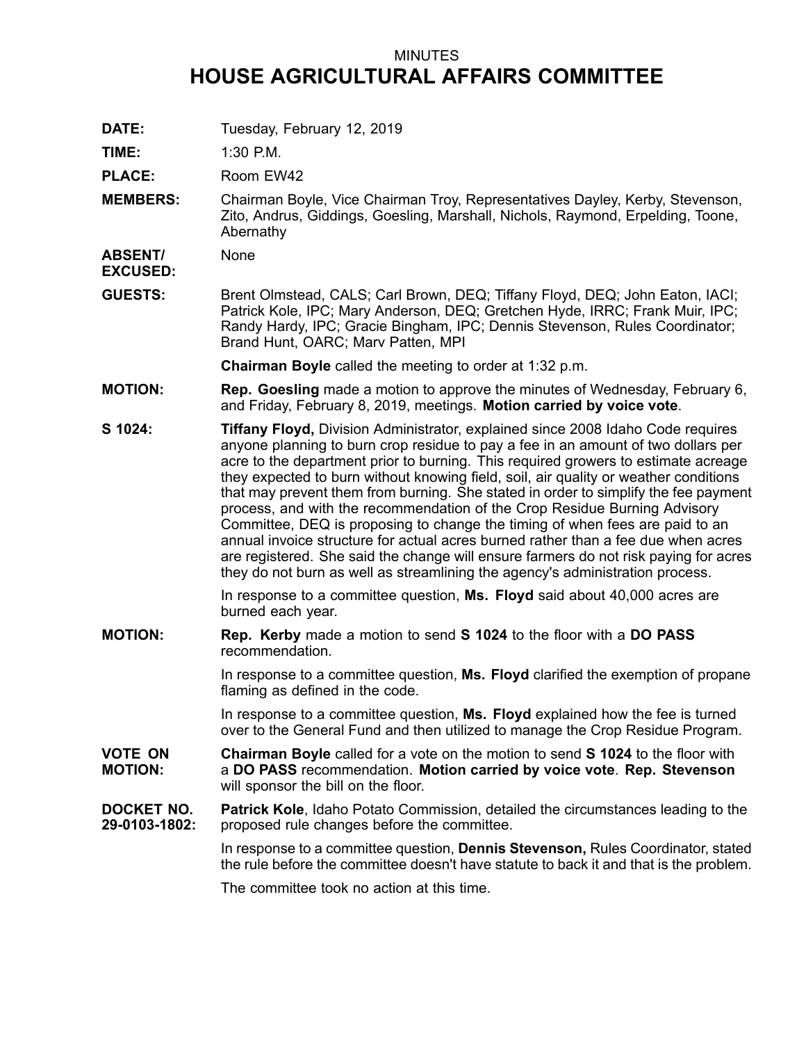MINUTES

# HOUSE AGRICULTURAL AFFAIRS COMMITTEE

**DATE:** Tuesday, February 12, 2019

**TIME:** 1:30 P.M.

**PLACE:** Room EW42

**MEMBERS:** Chairman Boyle, Vice Chairman Troy, Representatives Dayley, Kerby, Stevenson, Zito, Andrus, Giddings, Goesling, Marshall, Nichols, Raymond, Erpelding, Toone, Abernathy

**ABSENT/ EXCUSED:** None

**GUESTS:** Brent Olmstead, CALS; Carl Brown, DEQ; Tiffany Floyd, DEQ; John Eaton, IACI; Patrick Kole, IPC; Mary Anderson, DEQ; Gretchen Hyde, IRRC; Frank Muir, IPC; Randy Hardy, IPC; Gracie Bingham, IPC; Dennis Stevenson, Rules Coordinator; Brand Hunt, OARC; Marv Patten, MPI

**Chairman Boyle** called the meeting to order at 1:32 p.m.

**MOTION:** **Rep. Goesling** made a motion to approve the minutes of Wednesday, February 6, and Friday, February 8, 2019, meetings. **Motion carried by voice vote**.

**S 1024:** **Tiffany Floyd,** Division Administrator, explained since 2008 Idaho Code requires anyone planning to burn crop residue to pay a fee in an amount of two dollars per acre to the department prior to burning. This required growers to estimate acreage they expected to burn without knowing field, soil, air quality or weather conditions that may prevent them from burning. She stated in order to simplify the fee payment process, and with the recommendation of the Crop Residue Burning Advisory Committee, DEQ is proposing to change the timing of when fees are paid to an annual invoice structure for actual acres burned rather than a fee due when acres are registered. She said the change will ensure farmers do not risk paying for acres they do not burn as well as streamlining the agency's administration process.

In response to a committee question, **Ms. Floyd** said about 40,000 acres are burned each year.

**MOTION:** **Rep. Kerby** made a motion to send **S 1024** to the floor with a **DO PASS** recommendation.

In response to a committee question, **Ms. Floyd** clarified the exemption of propane flaming as defined in the code.

In response to a committee question, **Ms. Floyd** explained how the fee is turned over to the General Fund and then utilized to manage the Crop Residue Program.

**VOTE ON MOTION:** **Chairman Boyle** called for a vote on the motion to send **S 1024** to the floor with a **DO PASS** recommendation. **Motion carried by voice vote**. **Rep. Stevenson** will sponsor the bill on the floor.

**DOCKET NO. 29-0103-1802:** **Patrick Kole**, Idaho Potato Commission, detailed the circumstances leading to the proposed rule changes before the committee.

In response to a committee question, **Dennis Stevenson,** Rules Coordinator, stated the rule before the committee doesn't have statute to back it and that is the problem.

The committee took no action at this time.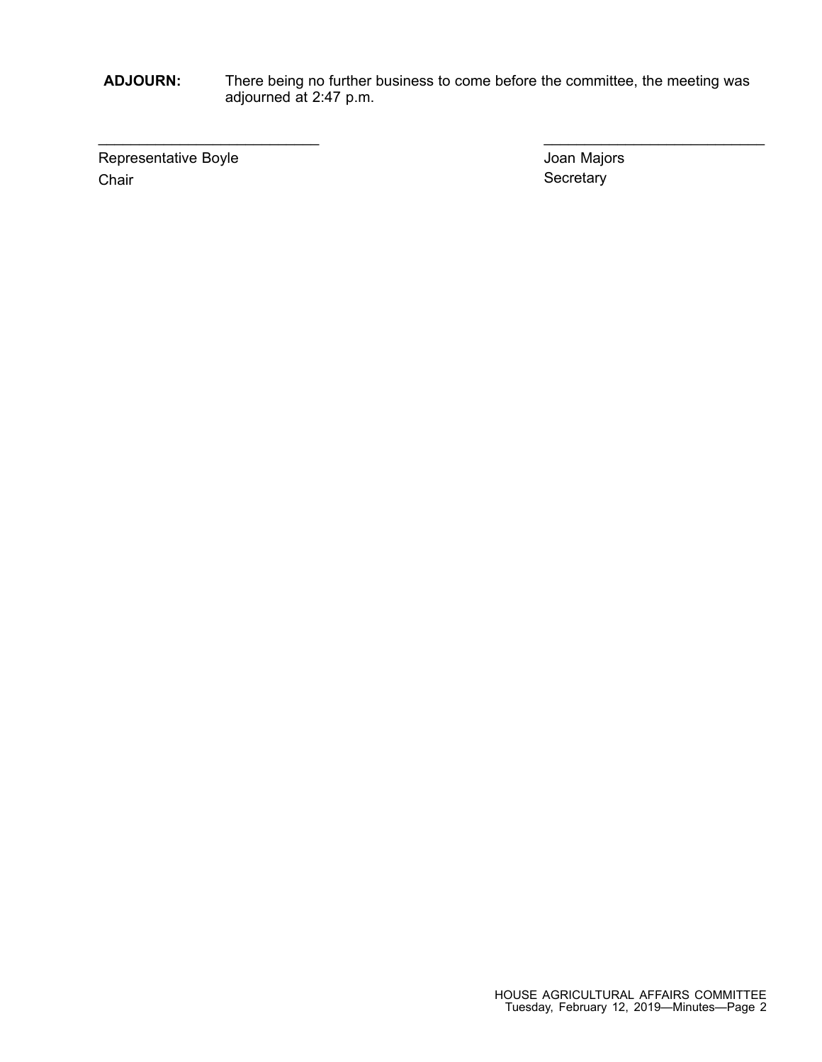**ADJOURN:** There being no further business to come before the committee, the meeting was adjourned at 2:47 p.m.

___________________________

Representative Boyle
Chair

___________________________

Joan Majors
Secretary